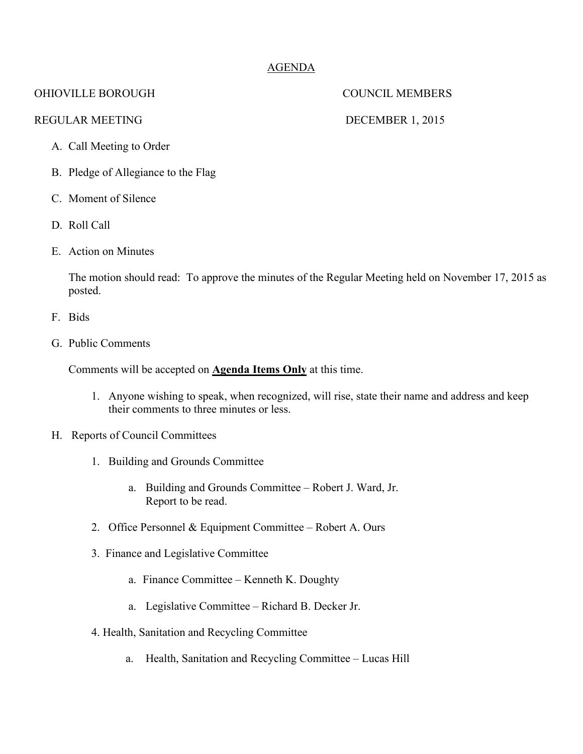<u>AGENDA</u>

OHIOVILLE BOROUGH COUNCIL MEMBERS

REGULAR MEETING DECEMBER 1, 2015

A. Call Meeting to Order

B. Pledge of Allegiance to the Flag

C. Moment of Silence

D. Roll Call

E. Action on Minutes

   The motion should read: To approve the minutes of the Regular Meeting held on November 17, 2015 as posted.

F. Bids

G. Public Comments

   Comments will be accepted on **<u>Agenda Items Only</u>** at this time.

   1. Anyone wishing to speak, when recognized, will rise, state their name and address and keep their comments to three minutes or less.

H. Reports of Council Committees

   1. Building and Grounds Committee

      a. Building and Grounds Committee – Robert J. Ward, Jr.
         Report to be read.

   2. Office Personnel & Equipment Committee – Robert A. Ours

   3. Finance and Legislative Committee

      a. Finance Committee – Kenneth K. Doughty

      a. Legislative Committee – Richard B. Decker Jr.

   4. Health, Sanitation and Recycling Committee

      a. Health, Sanitation and Recycling Committee – Lucas Hill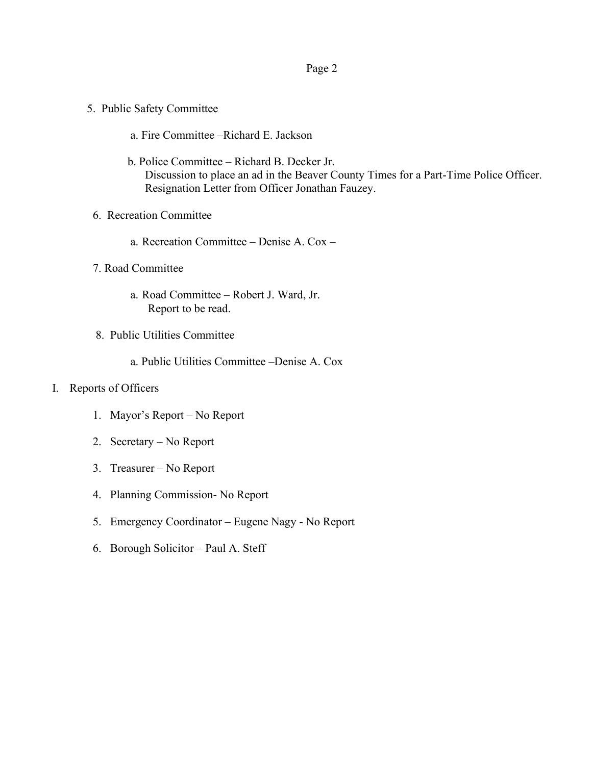5. Public Safety Committee

   a. Fire Committee –Richard E. Jackson

   b. Police Committee – Richard B. Decker Jr.
      Discussion to place an ad in the Beaver County Times for a Part-Time Police Officer.
      Resignation Letter from Officer Jonathan Fauzey.

6. Recreation Committee

   a. Recreation Committee – Denise A. Cox –

7. Road Committee

   a. Road Committee – Robert J. Ward, Jr.
      Report to be read.

8. Public Utilities Committee

   a. Public Utilities Committee –Denise A. Cox

I. Reports of Officers

   1. Mayor's Report – No Report
   2. Secretary – No Report
   3. Treasurer – No Report
   4. Planning Commission- No Report
   5. Emergency Coordinator – Eugene Nagy - No Report
   6. Borough Solicitor – Paul A. Steff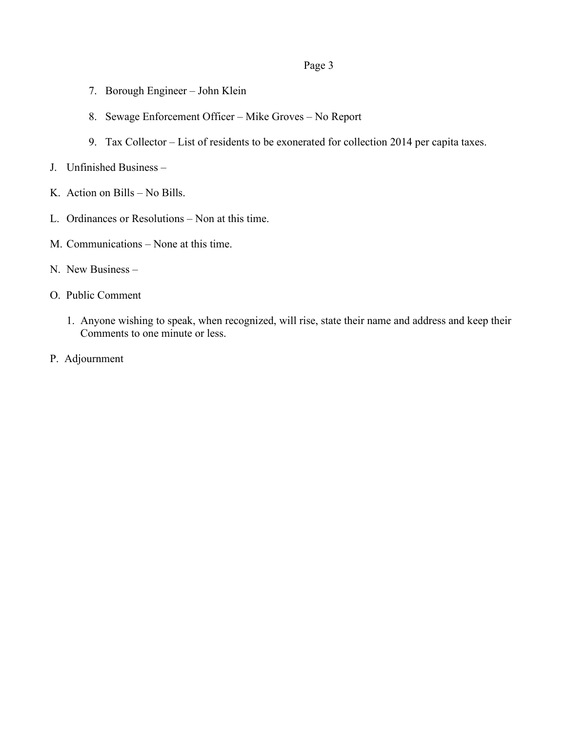7. Borough Engineer – John Klein

8. Sewage Enforcement Officer – Mike Groves – No Report

9. Tax Collector – List of residents to be exonerated for collection 2014 per capita taxes.

J. Unfinished Business –

K. Action on Bills – No Bills.

L. Ordinances or Resolutions – Non at this time.

M. Communications – None at this time.

N. New Business –

O. Public Comment

   1. Anyone wishing to speak, when recognized, will rise, state their name and address and keep their Comments to one minute or less.

P. Adjournment